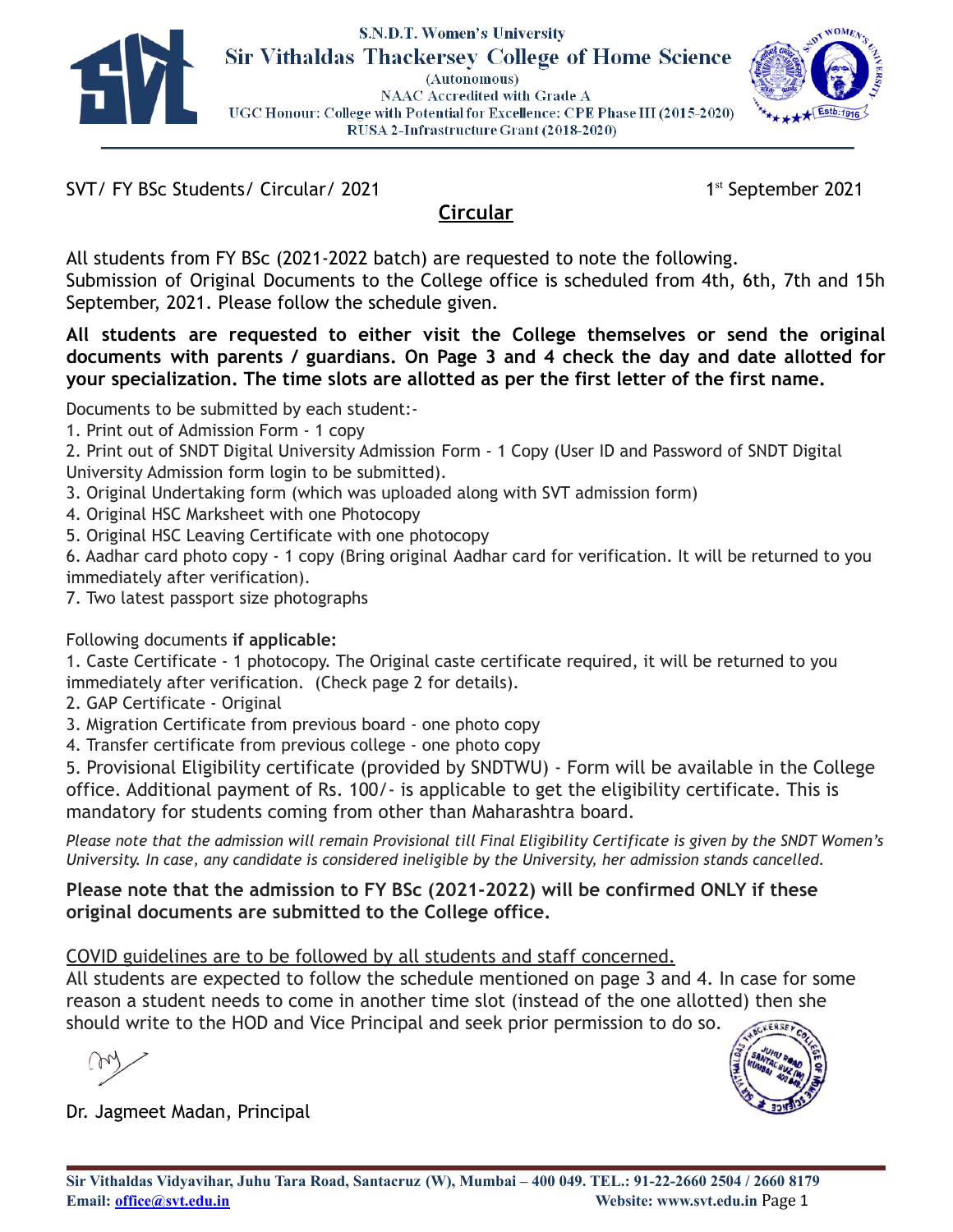S.N.D.T. Women's University

# Sir Vithaldas Thackersey College of Home Science

(Autonomous)
NAAC Accredited with Grade A
UGC Honour: College with Potential for Excellence: CPE Phase III (2015-2020)
RUSA 2-Infrastructure Grant (2018-2020)

SVT/ FY BSc Students/ Circular/ 2021 — 1st September 2021

## Circular

All students from FY BSc (2021-2022 batch) are requested to note the following.
Submission of Original Documents to the College office is scheduled from 4th, 6th, 7th and 15h September, 2021. Please follow the schedule given.

**All students are requested to either visit the College themselves or send the original documents with parents / guardians. On Page 3 and 4 check the day and date allotted for your specialization. The time slots are allotted as per the first letter of the first name.**

Documents to be submitted by each student:-

1. Print out of Admission Form - 1 copy
2. Print out of SNDT Digital University Admission Form - 1 Copy (User ID and Password of SNDT Digital University Admission form login to be submitted).
3. Original Undertaking form (which was uploaded along with SVT admission form)
4. Original HSC Marksheet with one Photocopy
5. Original HSC Leaving Certificate with one photocopy
6. Aadhar card photo copy - 1 copy (Bring original Aadhar card for verification. It will be returned to you immediately after verification).
7. Two latest passport size photographs

Following documents **if applicable:**

1. Caste Certificate - 1 photocopy. The Original caste certificate required, it will be returned to you immediately after verification. (Check page 2 for details).
2. GAP Certificate - Original
3. Migration Certificate from previous board - one photo copy
4. Transfer certificate from previous college - one photo copy
5. Provisional Eligibility certificate (provided by SNDTWU) - Form will be available in the College office. Additional payment of Rs. 100/- is applicable to get the eligibility certificate. This is mandatory for students coming from other than Maharashtra board.

*Please note that the admission will remain Provisional till Final Eligibility Certificate is given by the SNDT Women's University. In case, any candidate is considered ineligible by the University, her admission stands cancelled.*

**Please note that the admission to FY BSc (2021-2022) will be confirmed ONLY if these original documents are submitted to the College office.**

COVID guidelines are to be followed by all students and staff concerned.
All students are expected to follow the schedule mentioned on page 3 and 4. In case for some reason a student needs to come in another time slot (instead of the one allotted) then she should write to the HOD and Vice Principal and seek prior permission to do so.

Dr. Jagmeet Madan, Principal

**Sir Vithaldas Vidyavihar, Juhu Tara Road, Santacruz (W), Mumbai – 400 049. TEL.: 91-22-2660 2504 / 2660 8179**
**Email: office@svt.edu.in** **Website: www.svt.edu.in**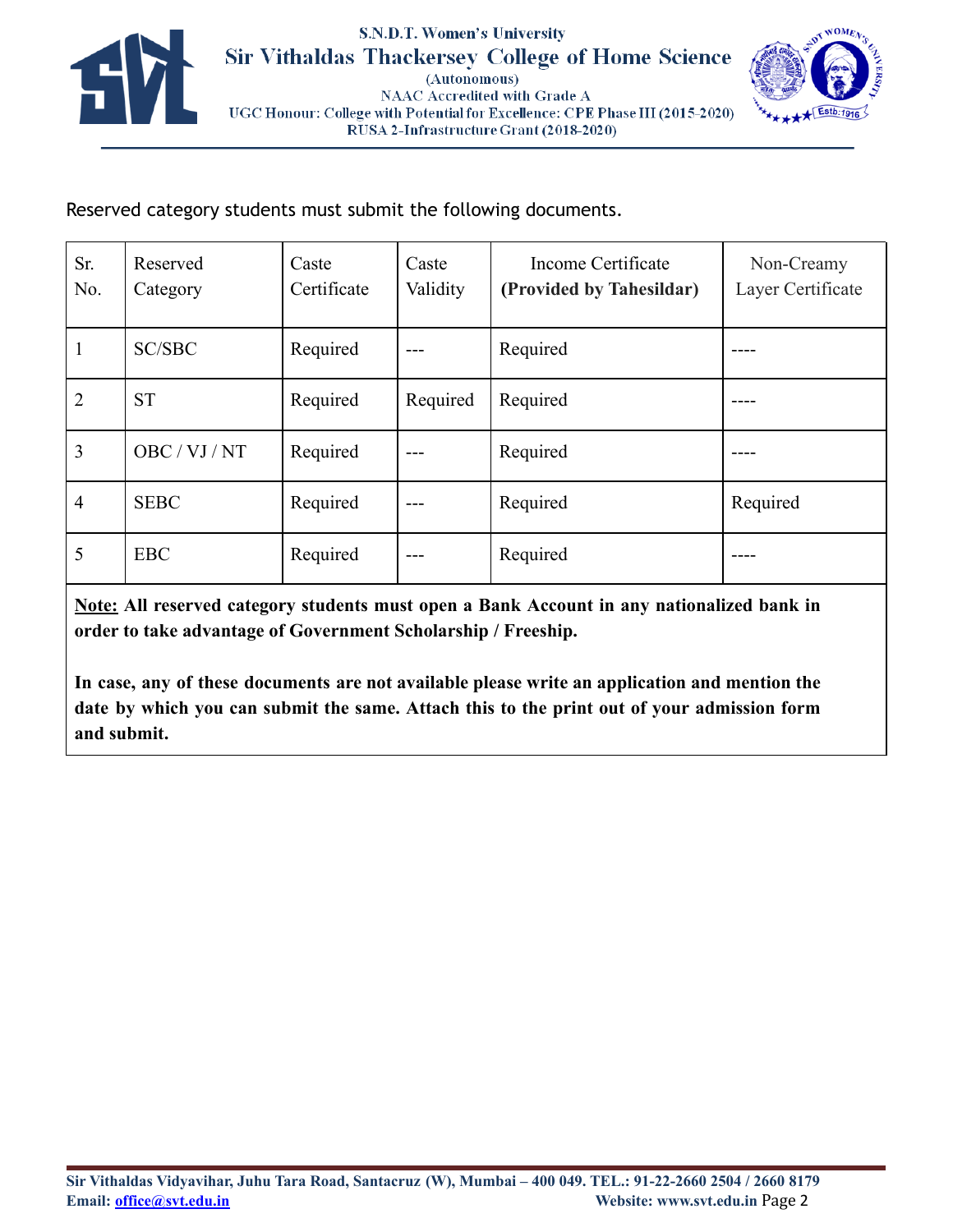Reserved category students must submit the following documents.

| Sr. No. | Reserved Category | Caste Certificate | Caste Validity | Income Certificate **(Provided by Tahesildar)** | Non-Creamy Layer Certificate |
|---|---|---|---|---|---|
| 1 | SC/SBC | Required | --- | Required | ---- |
| 2 | ST | Required | Required | Required | ---- |
| 3 | OBC / VJ / NT | Required | --- | Required | ---- |
| 4 | SEBC | Required | --- | Required | Required |
| 5 | EBC | Required | --- | Required | ---- |

**<u>Note:</u> All reserved category students must open a Bank Account in any nationalized bank in order to take advantage of Government Scholarship / Freeship.**

**In case, any of these documents are not available please write an application and mention the date by which you can submit the same. Attach this to the print out of your admission form and submit.**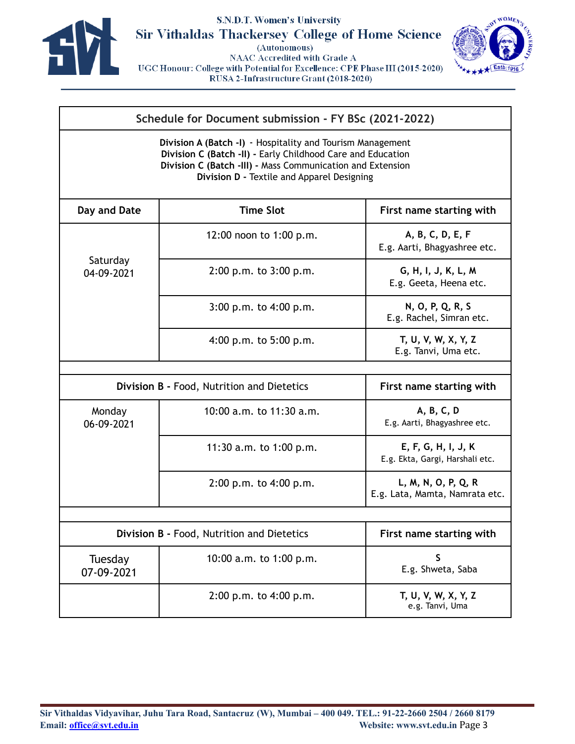S.N.D.T. Women's University

# Sir Vithaldas Thackersey College of Home Science

(Autonomous)
NAAC Accredited with Grade A
UGC Honour: College with Potential for Excellence: CPE Phase III (2015-2020)
RUSA 2-Infrastructure Grant (2018-2020)

## Schedule for Document submission - FY BSc (2021-2022)

**Division A (Batch -I)** - Hospitality and Tourism Management
**Division C (Batch -II) -** Early Childhood Care and Education
**Division C (Batch -III) -** Mass Communication and Extension
**Division D -** Textile and Apparel Designing

| Day and Date | Time Slot | First name starting with |
|---|---|---|
| Saturday 04-09-2021 | 12:00 noon to 1:00 p.m. | **A, B, C, D, E, F** E.g. Aarti, Bhagyashree etc. |
| | 2:00 p.m. to 3:00 p.m. | **G, H, I, J, K, L, M** E.g. Geeta, Heena etc. |
| | 3:00 p.m. to 4:00 p.m. | **N, O, P, Q, R, S** E.g. Rachel, Simran etc. |
| | 4:00 p.m. to 5:00 p.m. | **T, U, V, W, X, Y, Z** E.g. Tanvi, Uma etc. |

| **Division B -** Food, Nutrition and Dietetics | | First name starting with |
|---|---|---|
| Monday 06-09-2021 | 10:00 a.m. to 11:30 a.m. | **A, B, C, D** E.g. Aarti, Bhagyashree etc. |
| | 11:30 a.m. to 1:00 p.m. | **E, F, G, H, I, J, K** E.g. Ekta, Gargi, Harshali etc. |
| | 2:00 p.m. to 4:00 p.m. | **L, M, N, O, P, Q, R** E.g. Lata, Mamta, Namrata etc. |

| **Division B -** Food, Nutrition and Dietetics | | First name starting with |
|---|---|---|
| Tuesday 07-09-2021 | 10:00 a.m. to 1:00 p.m. | **S** E.g. Shweta, Saba |
| | 2:00 p.m. to 4:00 p.m. | **T, U, V, W, X, Y, Z** e.g. Tanvi, Uma |

Sir Vithaldas Vidyavihar, Juhu Tara Road, Santacruz (W), Mumbai – 400 049. TEL.: 91-22-2660 2504 / 2660 8179
Email: office@svt.edu.in Website: www.svt.edu.in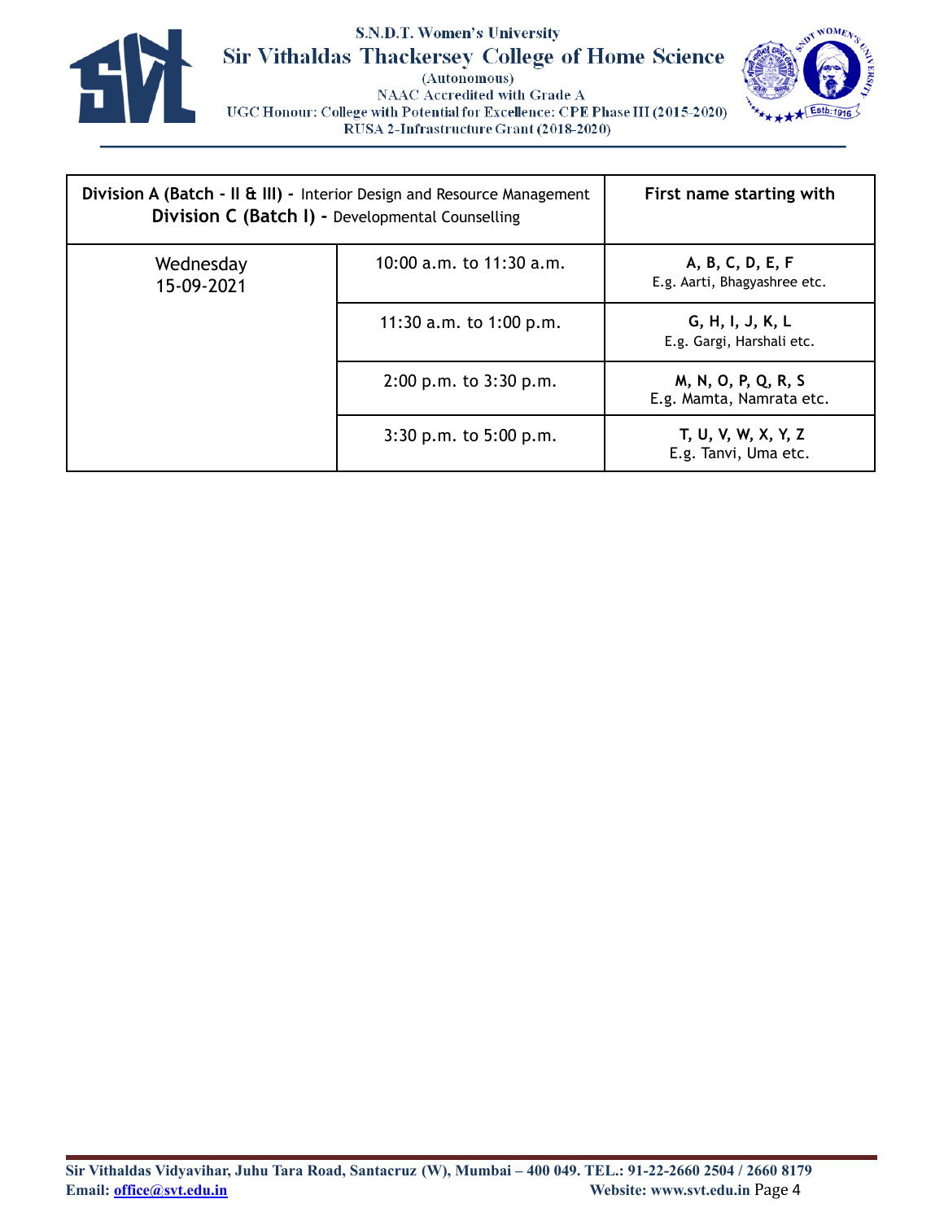| **Division A (Batch - II & III) -** Interior Design and Resource Management<br>**Division C (Batch I) -** Developmental Counselling | | **First name starting with** |
|---|---|---|
| Wednesday<br>15-09-2021 | 10:00 a.m. to 11:30 a.m. | **A, B, C, D, E, F**<br>E.g. Aarti, Bhagyashree etc. |
| | 11:30 a.m. to 1:00 p.m. | **G, H, I, J, K, L**<br>E.g. Gargi, Harshali etc. |
| | 2:00 p.m. to 3:30 p.m. | **M, N, O, P, Q, R, S**<br>E.g. Mamta, Namrata etc. |
| | 3:30 p.m. to 5:00 p.m. | **T, U, V, W, X, Y, Z**<br>E.g. Tanvi, Uma etc. |